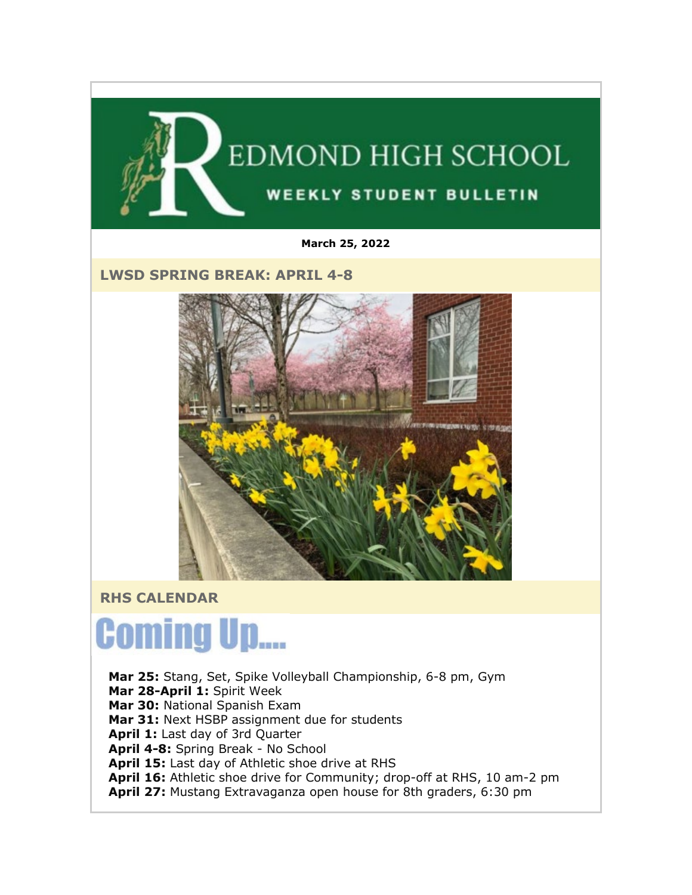# REDMOND HIGH SCHOOL

## WEEKLY STUDENT BULLETIN

**March 25, 2022**

## LWSD SPRING BREAK: APRIL 4-8

## RHS CALENDAR

### Coming Up....

**Mar 25:** Stang, Set, Spike Volleyball Championship, 6-8 pm, Gym
**Mar 28-April 1:** Spirit Week
**Mar 30:** National Spanish Exam
**Mar 31:** Next HSBP assignment due for students
**April 1:** Last day of 3rd Quarter
**April 4-8:** Spring Break - No School
**April 15:** Last day of Athletic shoe drive at RHS
**April 16:** Athletic shoe drive for Community; drop-off at RHS, 10 am-2 pm
**April 27:** Mustang Extravaganza open house for 8th graders, 6:30 pm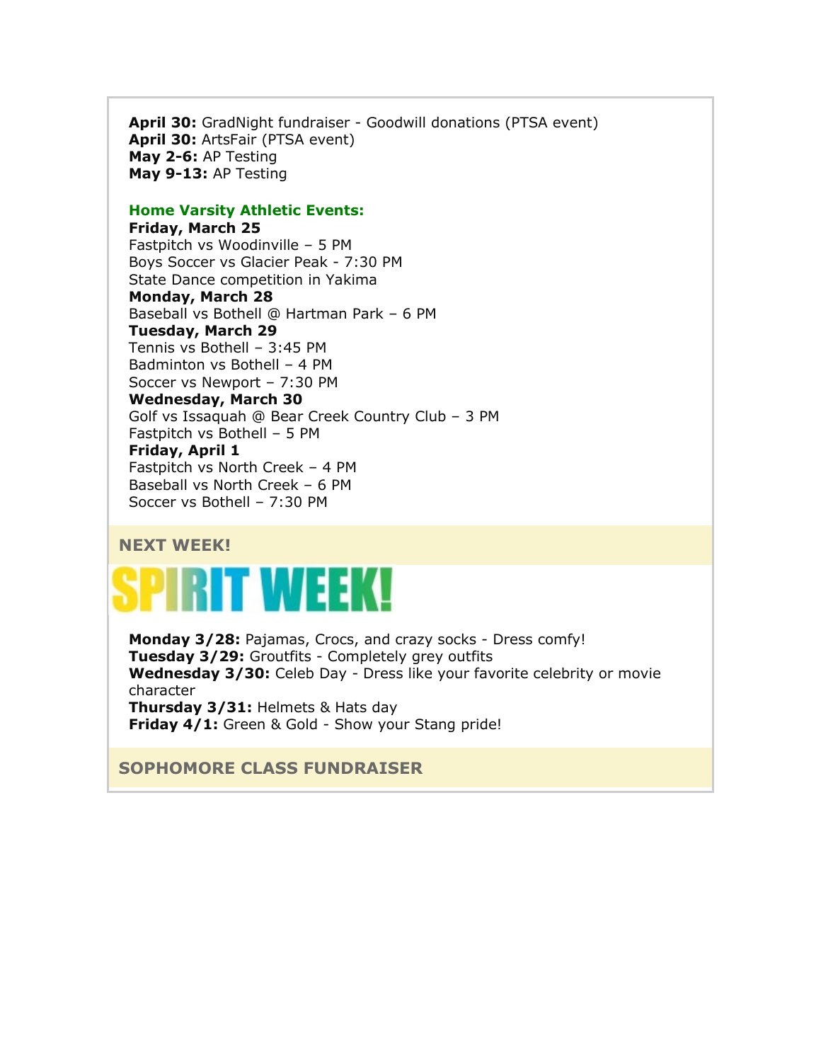**April 30:** GradNight fundraiser - Goodwill donations (PTSA event)
**April 30:** ArtsFair (PTSA event)
**May 2-6:** AP Testing
**May 9-13:** AP Testing

### Home Varsity Athletic Events:

**Friday, March 25**
Fastpitch vs Woodinville – 5 PM
Boys Soccer vs Glacier Peak - 7:30 PM
State Dance competition in Yakima
**Monday, March 28**
Baseball vs Bothell @ Hartman Park – 6 PM
**Tuesday, March 29**
Tennis vs Bothell – 3:45 PM
Badminton vs Bothell – 4 PM
Soccer vs Newport – 7:30 PM
**Wednesday, March 30**
Golf vs Issaquah @ Bear Creek Country Club – 3 PM
Fastpitch vs Bothell – 5 PM
**Friday, April 1**
Fastpitch vs North Creek – 4 PM
Baseball vs North Creek – 6 PM
Soccer vs Bothell – 7:30 PM

## NEXT WEEK!

# SPIRIT WEEK!

**Monday 3/28:** Pajamas, Crocs, and crazy socks - Dress comfy!
**Tuesday 3/29:** Groutfits - Completely grey outfits
**Wednesday 3/30:** Celeb Day - Dress like your favorite celebrity or movie character
**Thursday 3/31:** Helmets & Hats day
**Friday 4/1:** Green & Gold - Show your Stang pride!

## SOPHOMORE CLASS FUNDRAISER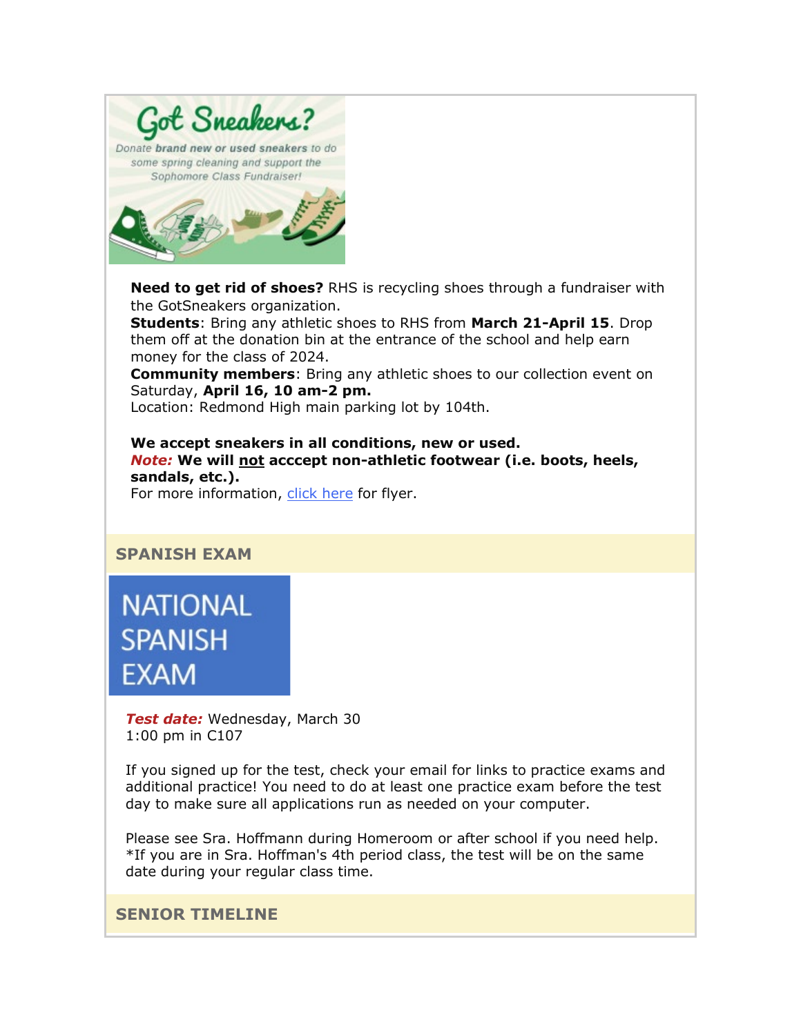# Got Sneakers?

Donate **brand new or used sneakers** to do some spring cleaning and support the Sophomore Class Fundraiser!

**Need to get rid of shoes?** RHS is recycling shoes through a fundraiser with the GotSneakers organization.
**Students**: Bring any athletic shoes to RHS from **March 21-April 15**. Drop them off at the donation bin at the entrance of the school and help earn money for the class of 2024.
**Community members**: Bring any athletic shoes to our collection event on Saturday, **April 16, 10 am-2 pm.**
Location: Redmond High main parking lot by 104th.

**We accept sneakers in all conditions, new or used.**
***Note:*** **We will not acccept non-athletic footwear (i.e. boots, heels, sandals, etc.).**
For more information, click here for flyer.

## SPANISH EXAM

NATIONAL SPANISH EXAM

***Test date:*** Wednesday, March 30
1:00 pm in C107

If you signed up for the test, check your email for links to practice exams and additional practice! You need to do at least one practice exam before the test day to make sure all applications run as needed on your computer.

Please see Sra. Hoffmann during Homeroom or after school if you need help.
*If you are in Sra. Hoffman's 4th period class, the test will be on the same date during your regular class time.

## SENIOR TIMELINE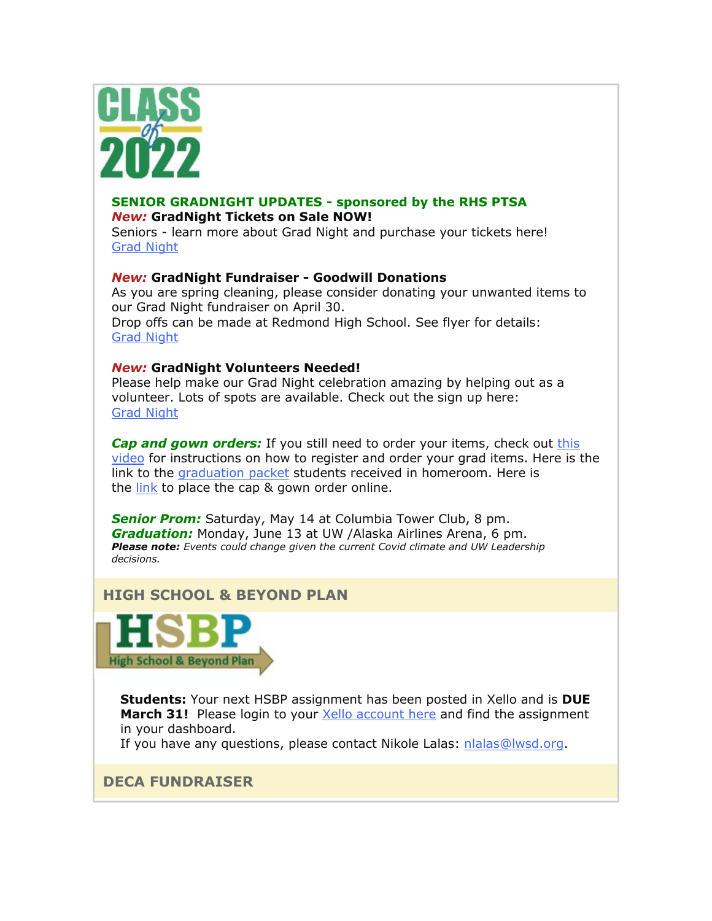**SENIOR GRADNIGHT UPDATES - sponsored by the RHS PTSA**

***New:*** **GradNight Tickets on Sale NOW!**
Seniors - learn more about Grad Night and purchase your tickets here!
Grad Night

***New:*** **GradNight Fundraiser - Goodwill Donations**
As you are spring cleaning, please consider donating your unwanted items to our Grad Night fundraiser on April 30.
Drop offs can be made at Redmond High School. See flyer for details:
Grad Night

***New:*** **GradNight Volunteers Needed!**
Please help make our Grad Night celebration amazing by helping out as a volunteer. Lots of spots are available. Check out the sign up here:
Grad Night

***Cap and gown orders:*** If you still need to order your items, check out this video for instructions on how to register and order your grad items. Here is the link to the graduation packet students received in homeroom. Here is the link to place the cap & gown order online.

***Senior Prom:*** Saturday, May 14 at Columbia Tower Club, 8 pm.
***Graduation:*** Monday, June 13 at UW /Alaska Airlines Arena, 6 pm.
***Please note:*** *Events could change given the current Covid climate and UW Leadership decisions.*

## HIGH SCHOOL & BEYOND PLAN

**Students:** Your next HSBP assignment has been posted in Xello and is **DUE March 31!** Please login to your Xello account here and find the assignment in your dashboard.
If you have any questions, please contact Nikole Lalas: nlalas@lwsd.org.

## DECA FUNDRAISER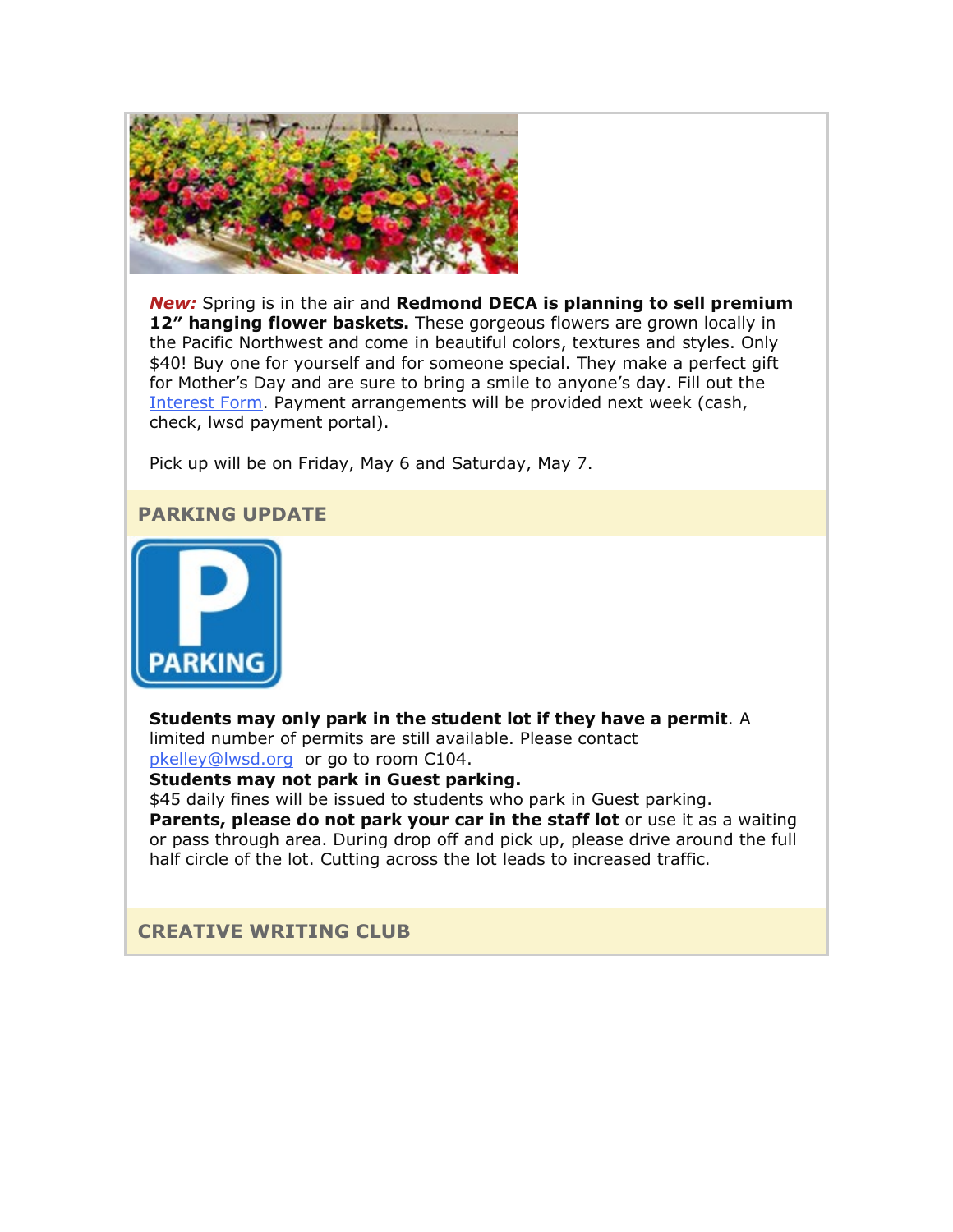***New:*** Spring is in the air and **Redmond DECA is planning to sell premium 12" hanging flower baskets.** These gorgeous flowers are grown locally in the Pacific Northwest and come in beautiful colors, textures and styles. Only $40! Buy one for yourself and for someone special. They make a perfect gift for Mother's Day and are sure to bring a smile to anyone's day. Fill out the Interest Form. Payment arrangements will be provided next week (cash, check, lwsd payment portal).

Pick up will be on Friday, May 6 and Saturday, May 7.

## PARKING UPDATE

**Students may only park in the student lot if they have a permit**. A limited number of permits are still available. Please contact pkelley@lwsd.org or go to room C104.
**Students may not park in Guest parking.**
$45 daily fines will be issued to students who park in Guest parking.
**Parents, please do not park your car in the staff lot** or use it as a waiting or pass through area. During drop off and pick up, please drive around the full half circle of the lot. Cutting across the lot leads to increased traffic.

## CREATIVE WRITING CLUB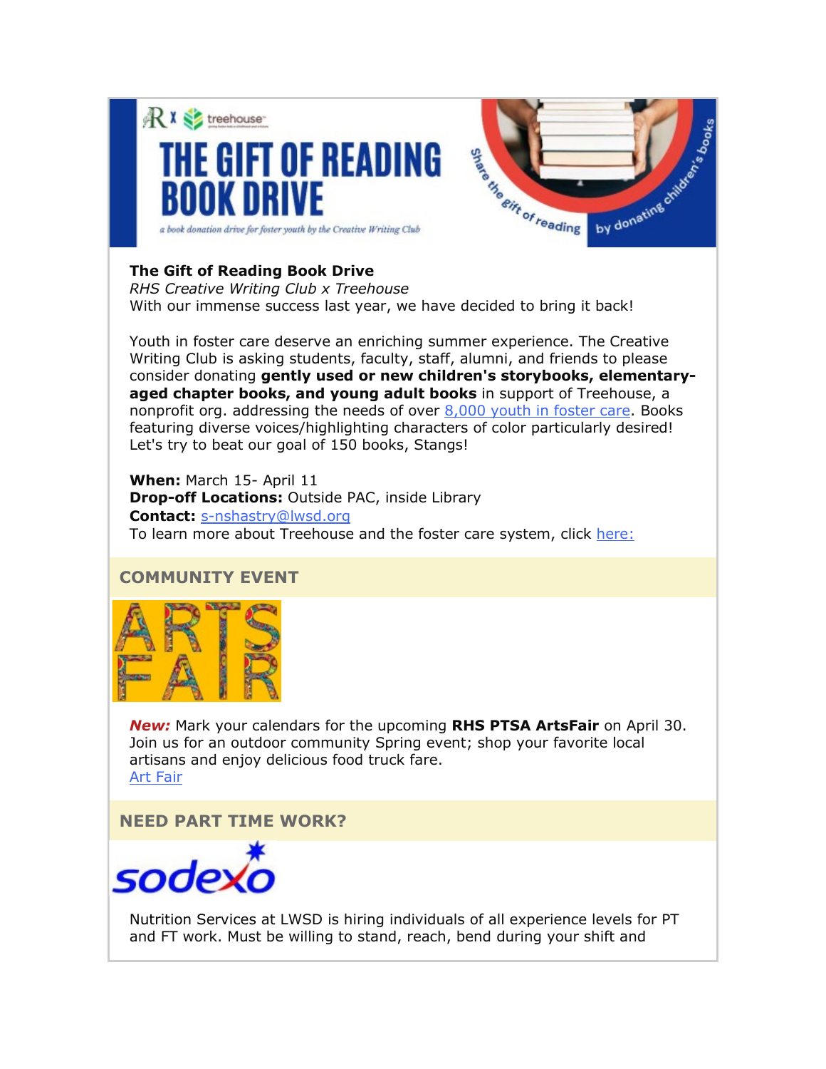**The Gift of Reading Book Drive**
*RHS Creative Writing Club x Treehouse*
With our immense success last year, we have decided to bring it back!

Youth in foster care deserve an enriching summer experience. The Creative Writing Club is asking students, faculty, staff, alumni, and friends to please consider donating **gently used or new children's storybooks, elementary-aged chapter books, and young adult books** in support of Treehouse, a nonprofit org. addressing the needs of over 8,000 youth in foster care. Books featuring diverse voices/highlighting characters of color particularly desired! Let's try to beat our goal of 150 books, Stangs!

**When:** March 15- April 11
**Drop-off Locations:** Outside PAC, inside Library
**Contact:** s-nshastry@lwsd.org
To learn more about Treehouse and the foster care system, click here:

## COMMUNITY EVENT

***New:*** Mark your calendars for the upcoming **RHS PTSA ArtsFair** on April 30. Join us for an outdoor community Spring event; shop your favorite local artisans and enjoy delicious food truck fare.
Art Fair

## NEED PART TIME WORK?

Nutrition Services at LWSD is hiring individuals of all experience levels for PT and FT work. Must be willing to stand, reach, bend during your shift and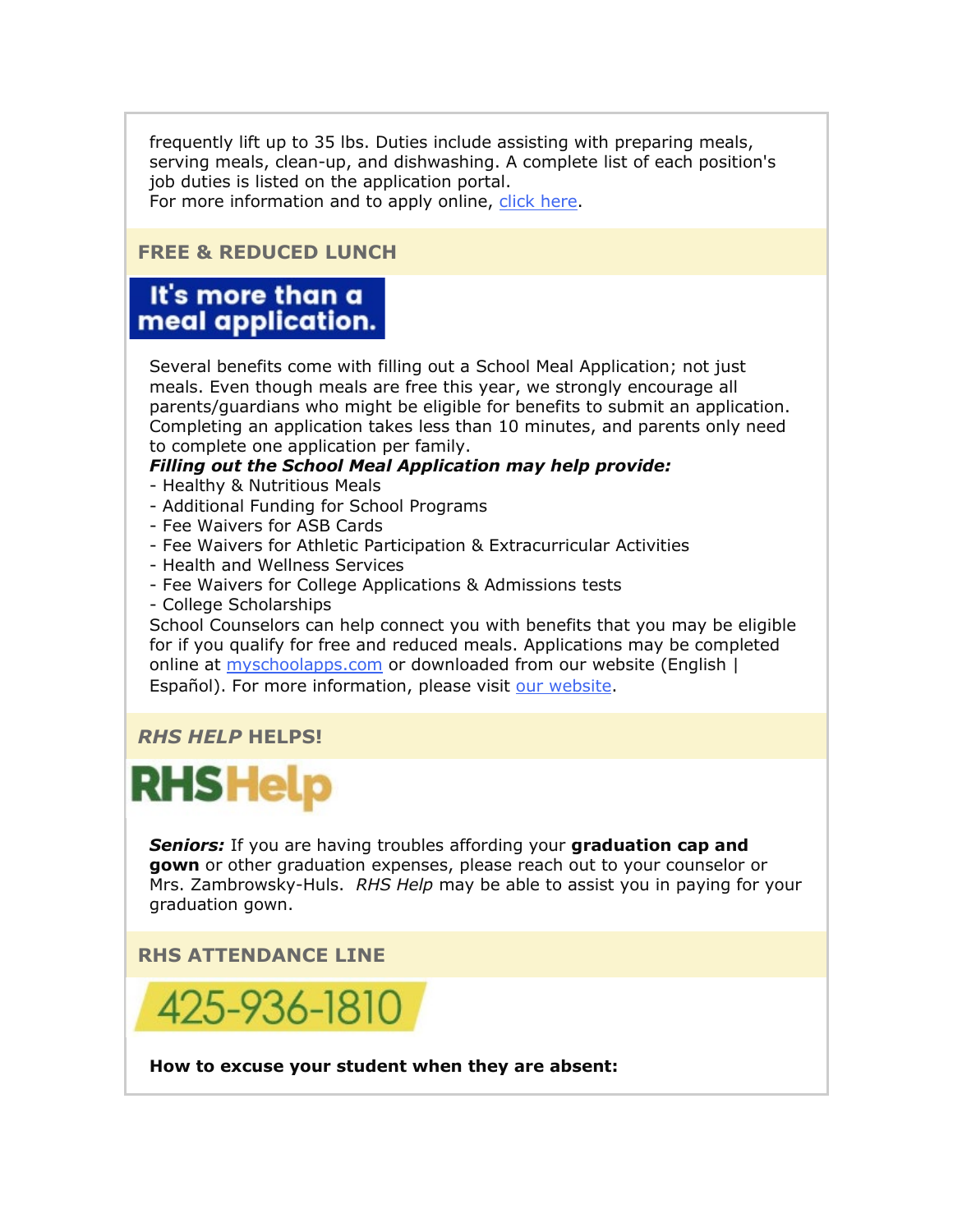frequently lift up to 35 lbs. Duties include assisting with preparing meals, serving meals, clean-up, and dishwashing. A complete list of each position's job duties is listed on the application portal.
For more information and to apply online, [click here](#).

## FREE & REDUCED LUNCH

It's more than a meal application.

Several benefits come with filling out a School Meal Application; not just meals. Even though meals are free this year, we strongly encourage all parents/guardians who might be eligible for benefits to submit an application. Completing an application takes less than 10 minutes, and parents only need to complete one application per family.

***Filling out the School Meal Application may help provide:***

- Healthy & Nutritious Meals
- Additional Funding for School Programs
- Fee Waivers for ASB Cards
- Fee Waivers for Athletic Participation & Extracurricular Activities
- Health and Wellness Services
- Fee Waivers for College Applications & Admissions tests
- College Scholarships

School Counselors can help connect you with benefits that you may be eligible for if you qualify for free and reduced meals. Applications may be completed online at [myschoolapps.com](#) or downloaded from our website (English | Español). For more information, please visit [our website](#).

## *RHS HELP* HELPS!

RHSHelp

***Seniors:*** If you are having troubles affording your **graduation cap and gown** or other graduation expenses, please reach out to your counselor or Mrs. Zambrowsky-Huls. *RHS Help* may be able to assist you in paying for your graduation gown.

## RHS ATTENDANCE LINE

425-936-1810

**How to excuse your student when they are absent:**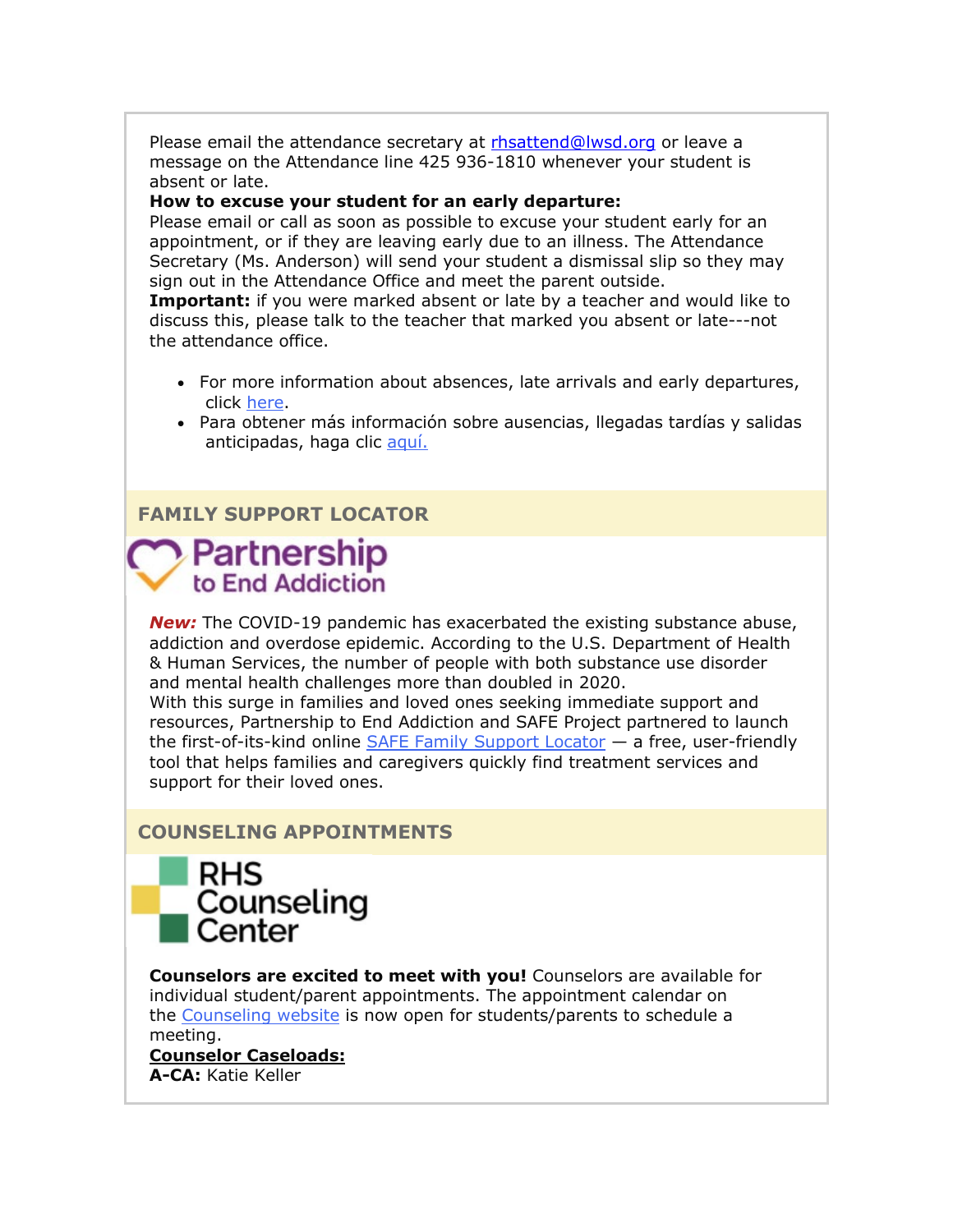Please email the attendance secretary at rhsattend@lwsd.org or leave a message on the Attendance line 425 936-1810 whenever your student is absent or late.

**How to excuse your student for an early departure:**

Please email or call as soon as possible to excuse your student early for an appointment, or if they are leaving early due to an illness. The Attendance Secretary (Ms. Anderson) will send your student a dismissal slip so they may sign out in the Attendance Office and meet the parent outside.

**Important:** if you were marked absent or late by a teacher and would like to discuss this, please talk to the teacher that marked you absent or late---not the attendance office.

- For more information about absences, late arrivals and early departures, click here.
- Para obtener más información sobre ausencias, llegadas tardías y salidas anticipadas, haga clic aquí.

## FAMILY SUPPORT LOCATOR

Partnership to End Addiction

***New:*** The COVID-19 pandemic has exacerbated the existing substance abuse, addiction and overdose epidemic. According to the U.S. Department of Health & Human Services, the number of people with both substance use disorder and mental health challenges more than doubled in 2020.

With this surge in families and loved ones seeking immediate support and resources, Partnership to End Addiction and SAFE Project partnered to launch the first-of-its-kind online SAFE Family Support Locator — a free, user-friendly tool that helps families and caregivers quickly find treatment services and support for their loved ones.

## COUNSELING APPOINTMENTS

RHS Counseling Center

**Counselors are excited to meet with you!** Counselors are available for individual student/parent appointments. The appointment calendar on the Counseling website is now open for students/parents to schedule a meeting.

**Counselor Caseloads:**

**A-CA:** Katie Keller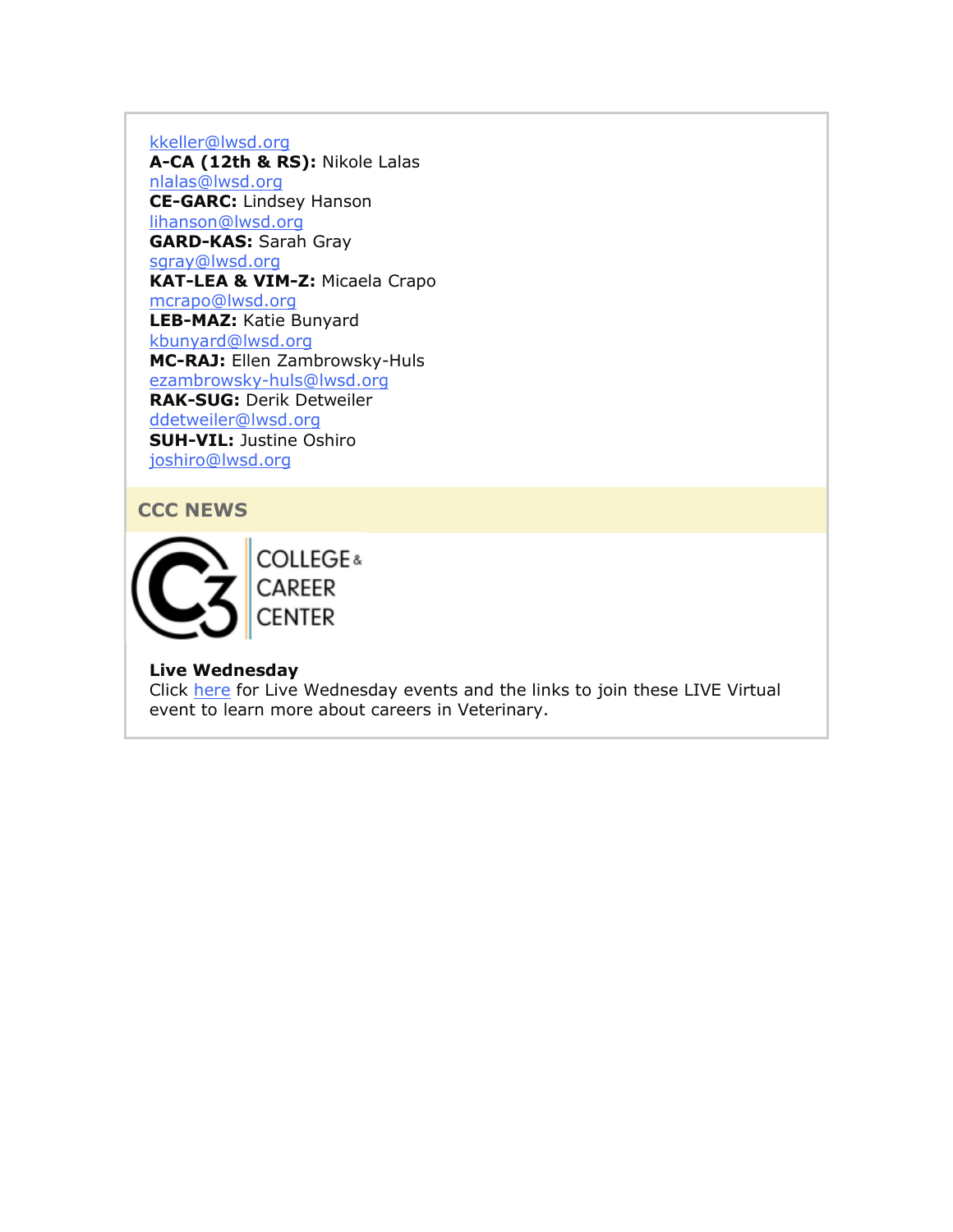kkeller@lwsd.org
**A-CA (12th & RS):** Nikole Lalas
nlalas@lwsd.org
**CE-GARC:** Lindsey Hanson
lihanson@lwsd.org
**GARD-KAS:** Sarah Gray
sgray@lwsd.org
**KAT-LEA & VIM-Z:** Micaela Crapo
mcrapo@lwsd.org
**LEB-MAZ:** Katie Bunyard
kbunyard@lwsd.org
**MC-RAJ:** Ellen Zambrowsky-Huls
ezambrowsky-huls@lwsd.org
**RAK-SUG:** Derik Detweiler
ddetweiler@lwsd.org
**SUH-VIL:** Justine Oshiro
joshiro@lwsd.org

## CCC NEWS

C3 COLLEGE & CAREER CENTER

**Live Wednesday**
Click here for Live Wednesday events and the links to join these LIVE Virtual event to learn more about careers in Veterinary.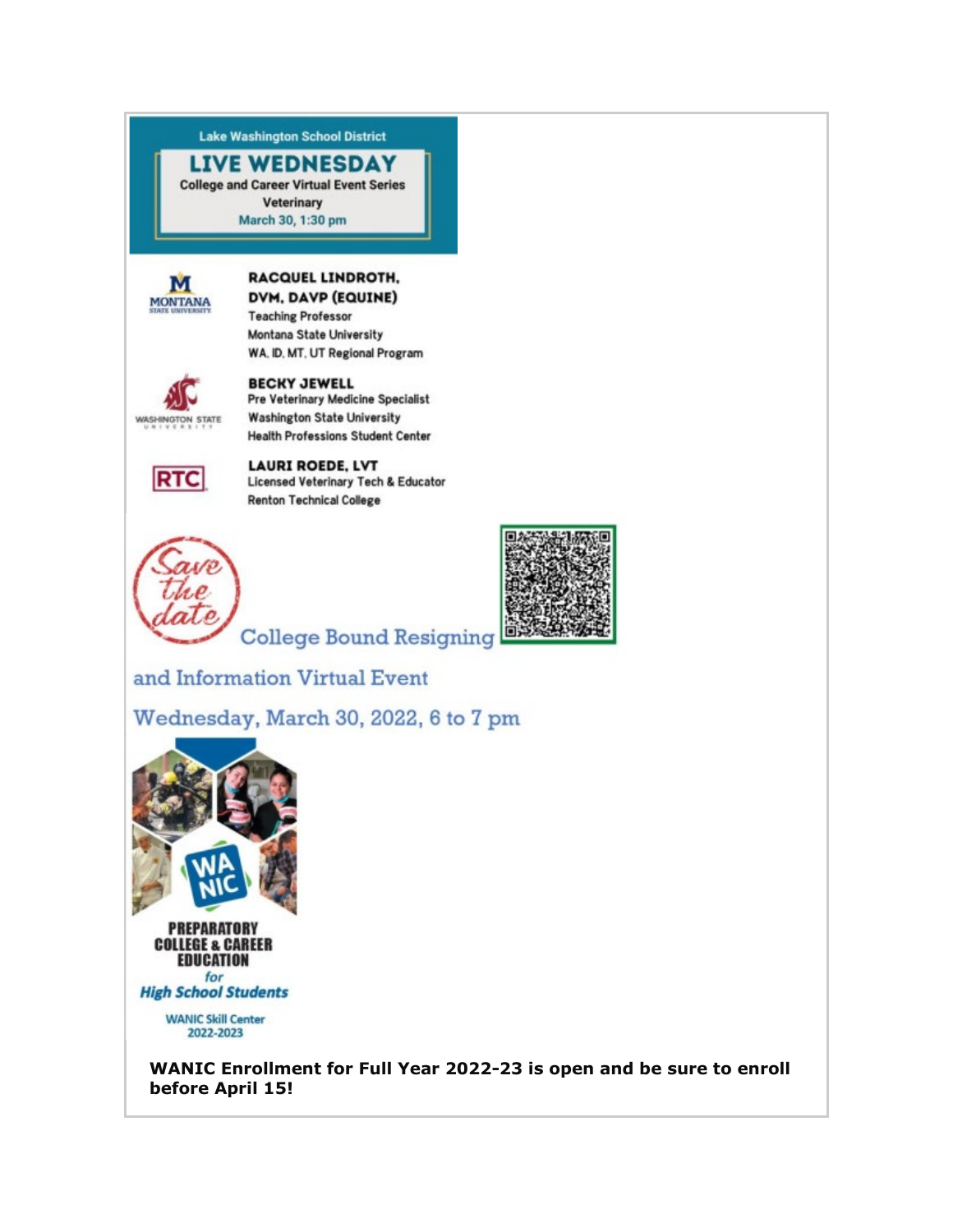Lake Washington School District

# LIVE WEDNESDAY

College and Career Virtual Event Series

Veterinary

March 30, 1:30 pm

**RACQUEL LINDROTH, DVM, DAVP (EQUINE)**
Teaching Professor
Montana State University
WA, ID, MT, UT Regional Program

**BECKY JEWELL**
Pre Veterinary Medicine Specialist
Washington State University
Health Professions Student Center

**LAURI ROEDE, LVT**
Licensed Veterinary Tech & Educator
Renton Technical College

Save the date

College Bound Resigning and Information Virtual Event

Wednesday, March 30, 2022, 6 to 7 pm

WA NIC

PREPARATORY COLLEGE & CAREER EDUCATION *for* *High School Students*

WANIC Skill Center 2022-2023

**WANIC Enrollment for Full Year 2022-23 is open and be sure to enroll before April 15!**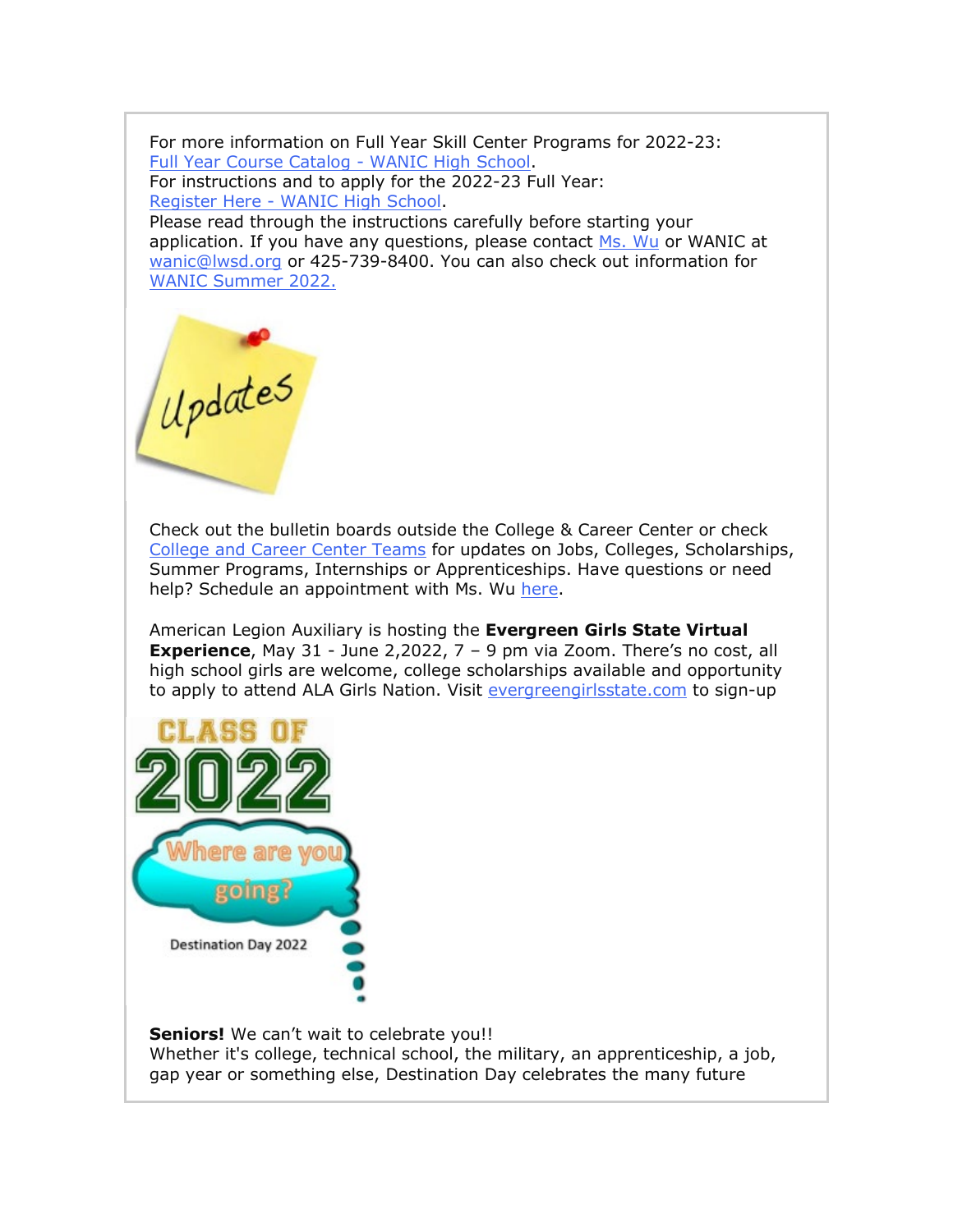For more information on Full Year Skill Center Programs for 2022-23:
[Full Year Course Catalog - WANIC High School](#).
For instructions and to apply for the 2022-23 Full Year:
[Register Here - WANIC High School](#).
Please read through the instructions carefully before starting your application. If you have any questions, please contact [Ms. Wu](#) or WANIC at [wanic@lwsd.org](#) or 425-739-8400. You can also check out information for [WANIC Summer 2022.](#)

Check out the bulletin boards outside the College & Career Center or check [College and Career Center Teams](#) for updates on Jobs, Colleges, Scholarships, Summer Programs, Internships or Apprenticeships. Have questions or need help? Schedule an appointment with Ms. Wu [here](#).

American Legion Auxiliary is hosting the **Evergreen Girls State Virtual Experience**, May 31 - June 2,2022, 7 – 9 pm via Zoom. There's no cost, all high school girls are welcome, college scholarships available and opportunity to apply to attend ALA Girls Nation. Visit [evergreengirlsstate.com](#) to sign-up

**Seniors!** We can't wait to celebrate you!!
Whether it's college, technical school, the military, an apprenticeship, a job, gap year or something else, Destination Day celebrates the many future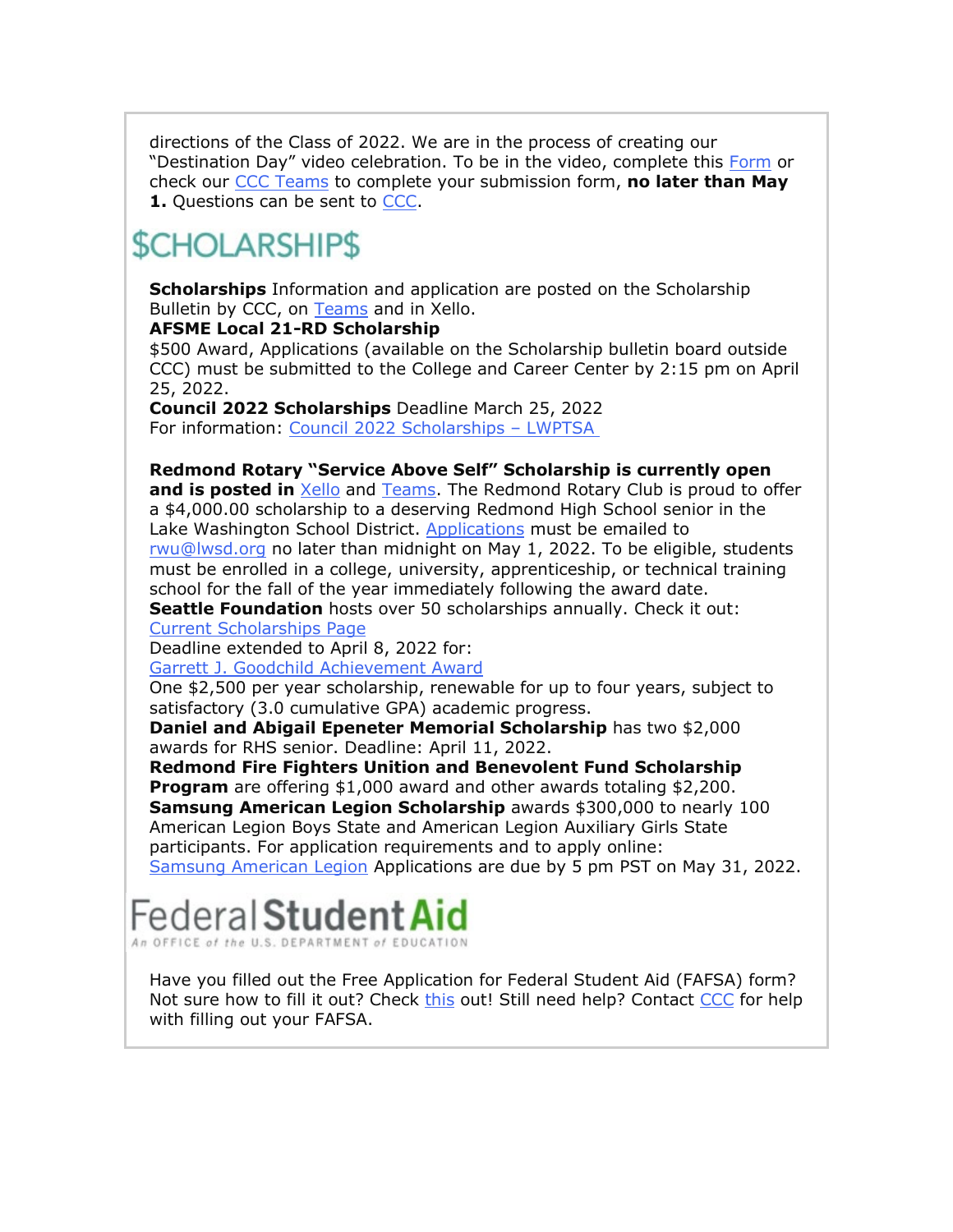directions of the Class of 2022. We are in the process of creating our "Destination Day" video celebration. To be in the video, complete this Form or check our CCC Teams to complete your submission form, **no later than May 1.** Questions can be sent to CCC.

# $CHOLARSHIP$

**Scholarships** Information and application are posted on the Scholarship Bulletin by CCC, on Teams and in Xello.

**AFSME Local 21-RD Scholarship**
$500 Award, Applications (available on the Scholarship bulletin board outside CCC) must be submitted to the College and Career Center by 2:15 pm on April 25, 2022.

**Council 2022 Scholarships** Deadline March 25, 2022
For information: Council 2022 Scholarships – LWPTSA

**Redmond Rotary "Service Above Self" Scholarship is currently open and is posted in** Xello and Teams. The Redmond Rotary Club is proud to offer a $4,000.00 scholarship to a deserving Redmond High School senior in the Lake Washington School District. Applications must be emailed to rwu@lwsd.org no later than midnight on May 1, 2022. To be eligible, students must be enrolled in a college, university, apprenticeship, or technical training school for the fall of the year immediately following the award date.

**Seattle Foundation** hosts over 50 scholarships annually. Check it out: Current Scholarships Page
Deadline extended to April 8, 2022 for:
Garrett J. Goodchild Achievement Award
One $2,500 per year scholarship, renewable for up to four years, subject to satisfactory (3.0 cumulative GPA) academic progress.

**Daniel and Abigail Epeneter Memorial Scholarship** has two $2,000 awards for RHS senior. Deadline: April 11, 2022.

**Redmond Fire Fighters Unition and Benevolent Fund Scholarship Program** are offering $1,000 award and other awards totaling $2,200.

**Samsung American Legion Scholarship** awards $300,000 to nearly 100 American Legion Boys State and American Legion Auxiliary Girls State participants. For application requirements and to apply online: Samsung American Legion Applications are due by 5 pm PST on May 31, 2022.

# Federal Student Aid

An OFFICE of the U.S. DEPARTMENT of EDUCATION

Have you filled out the Free Application for Federal Student Aid (FAFSA) form? Not sure how to fill it out? Check this out! Still need help? Contact CCC for help with filling out your FAFSA.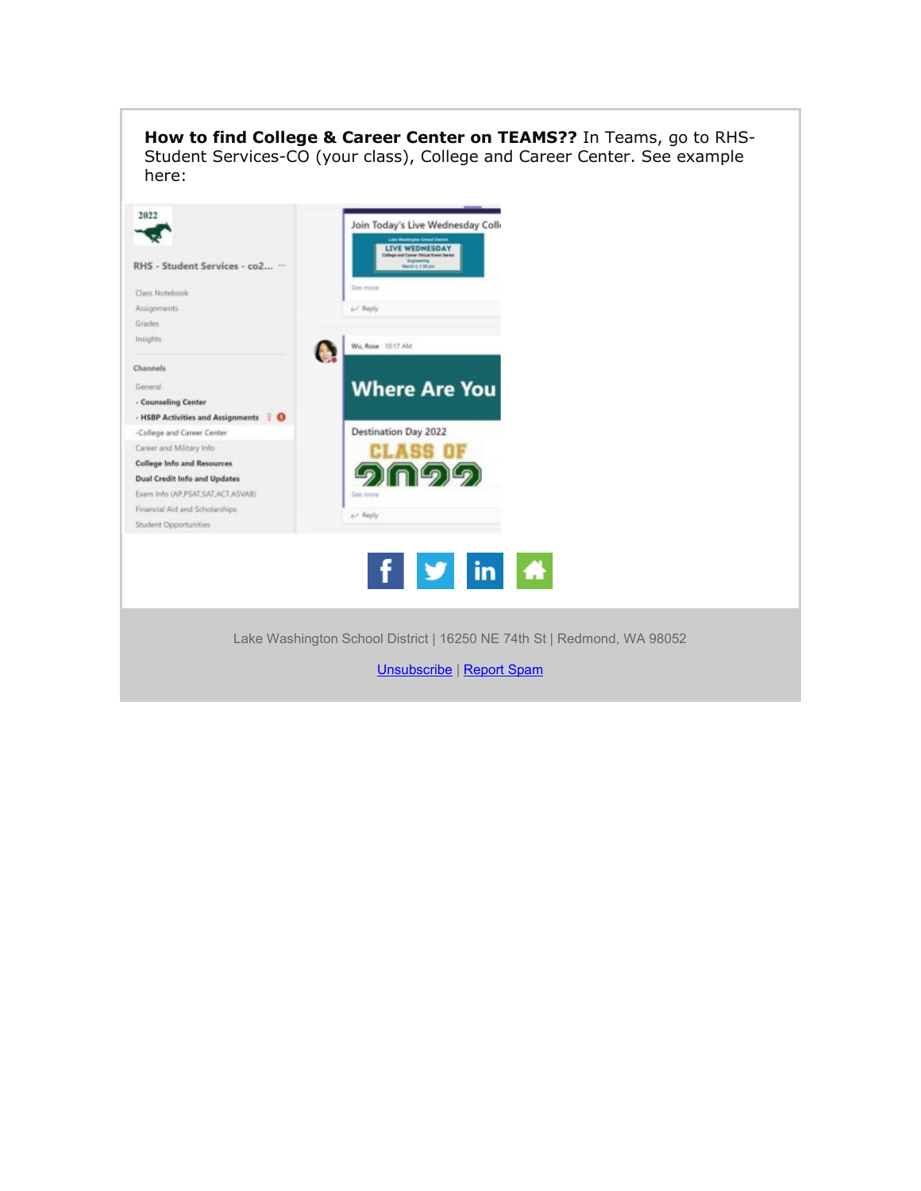**How to find College & Career Center on TEAMS??** In Teams, go to RHS-Student Services-CO (your class), College and Career Center. See example here:

Lake Washington School District | 16250 NE 74th St | Redmond, WA 98052

Unsubscribe | Report Spam